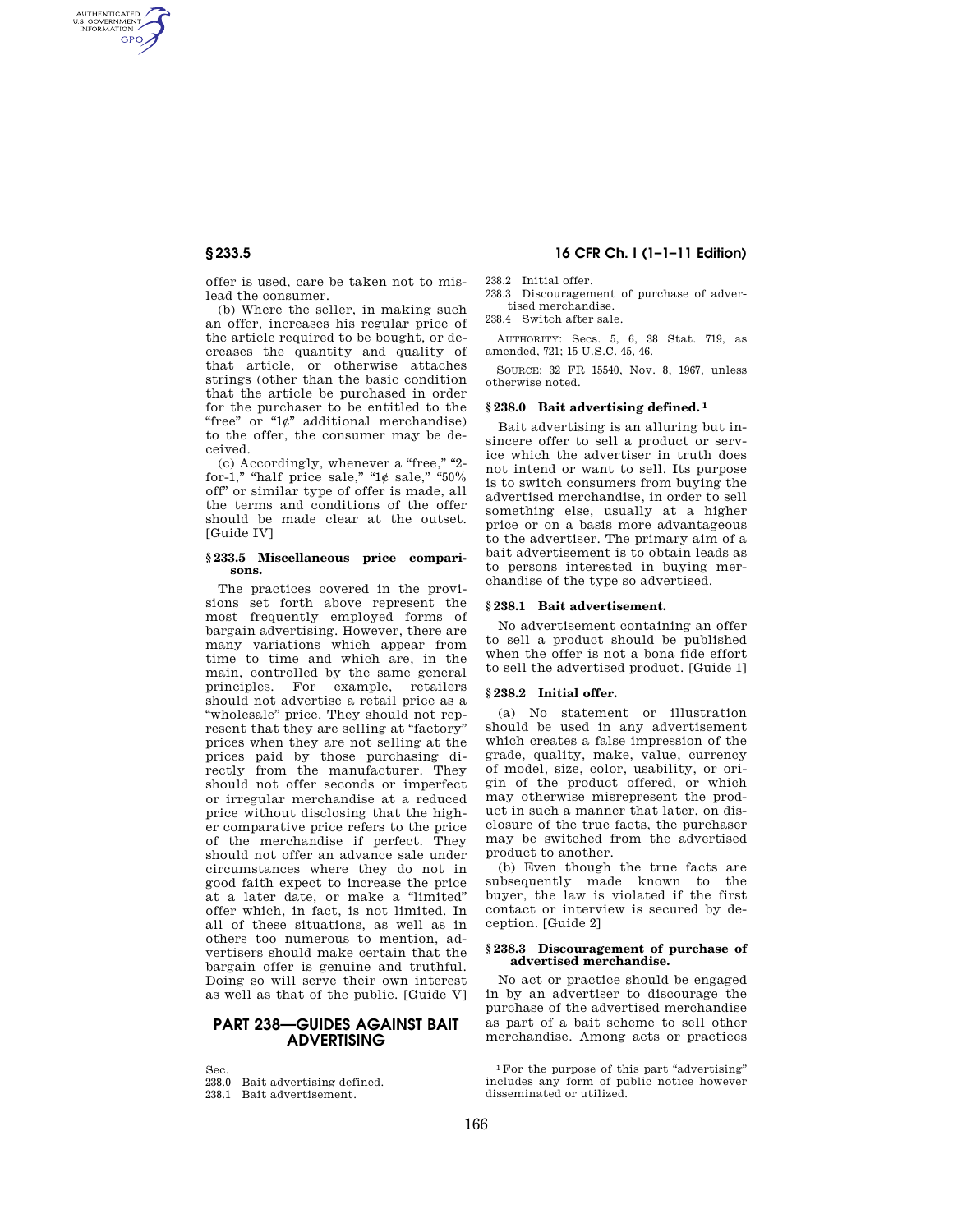offer is used, care be taken not to mislead the consumer.

(b) Where the seller, in making such an offer, increases his regular price of the article required to be bought, or decreases the quantity and quality of that article, or otherwise attaches strings (other than the basic condition that the article be purchased in order for the purchaser to be entitled to the "free" or "1¢" additional merchandise) to the offer, the consumer may be deceived.

(c) Accordingly, whenever a "free," "2-for-1," "half price sale," "1¢ sale," "50% off" or similar type of offer is made, all the terms and conditions of the offer should be made clear at the outset. [Guide IV]

### § 233.5 Miscellaneous price comparisons.

The practices covered in the provisions set forth above represent the most frequently employed forms of bargain advertising. However, there are many variations which appear from time to time and which are, in the main, controlled by the same general principles. For example, retailers should not advertise a retail price as a "wholesale" price. They should not represent that they are selling at "factory" prices when they are not selling at the prices paid by those purchasing directly from the manufacturer. They should not offer seconds or imperfect or irregular merchandise at a reduced price without disclosing that the higher comparative price refers to the price of the merchandise if perfect. They should not offer an advance sale under circumstances where they do not in good faith expect to increase the price at a later date, or make a "limited" offer which, in fact, is not limited. In all of these situations, as well as in others too numerous to mention, advertisers should make certain that the bargain offer is genuine and truthful. Doing so will serve their own interest as well as that of the public. [Guide V]

## PART 238—GUIDES AGAINST BAIT ADVERTISING

Sec.
238.0 Bait advertising defined.
238.1 Bait advertisement.
238.2 Initial offer.
238.3 Discouragement of purchase of advertised merchandise.
238.4 Switch after sale.

AUTHORITY: Secs. 5, 6, 38 Stat. 719, as amended, 721; 15 U.S.C. 45, 46.

SOURCE: 32 FR 15540, Nov. 8, 1967, unless otherwise noted.

### § 238.0 Bait advertising defined.[1]

Bait advertising is an alluring but insincere offer to sell a product or service which the advertiser in truth does not intend or want to sell. Its purpose is to switch consumers from buying the advertised merchandise, in order to sell something else, usually at a higher price or on a basis more advantageous to the advertiser. The primary aim of a bait advertisement is to obtain leads as to persons interested in buying merchandise of the type so advertised.

### § 238.1 Bait advertisement.

No advertisement containing an offer to sell a product should be published when the offer is not a bona fide effort to sell the advertised product. [Guide 1]

### § 238.2 Initial offer.

(a) No statement or illustration should be used in any advertisement which creates a false impression of the grade, quality, make, value, currency of model, size, color, usability, or origin of the product offered, or which may otherwise misrepresent the product in such a manner that later, on disclosure of the true facts, the purchaser may be switched from the advertised product to another.

(b) Even though the true facts are subsequently made known to the buyer, the law is violated if the first contact or interview is secured by deception. [Guide 2]

### § 238.3 Discouragement of purchase of advertised merchandise.

No act or practice should be engaged in by an advertiser to discourage the purchase of the advertised merchandise as part of a bait scheme to sell other merchandise. Among acts or practices

[1] For the purpose of this part "advertising" includes any form of public notice however disseminated or utilized.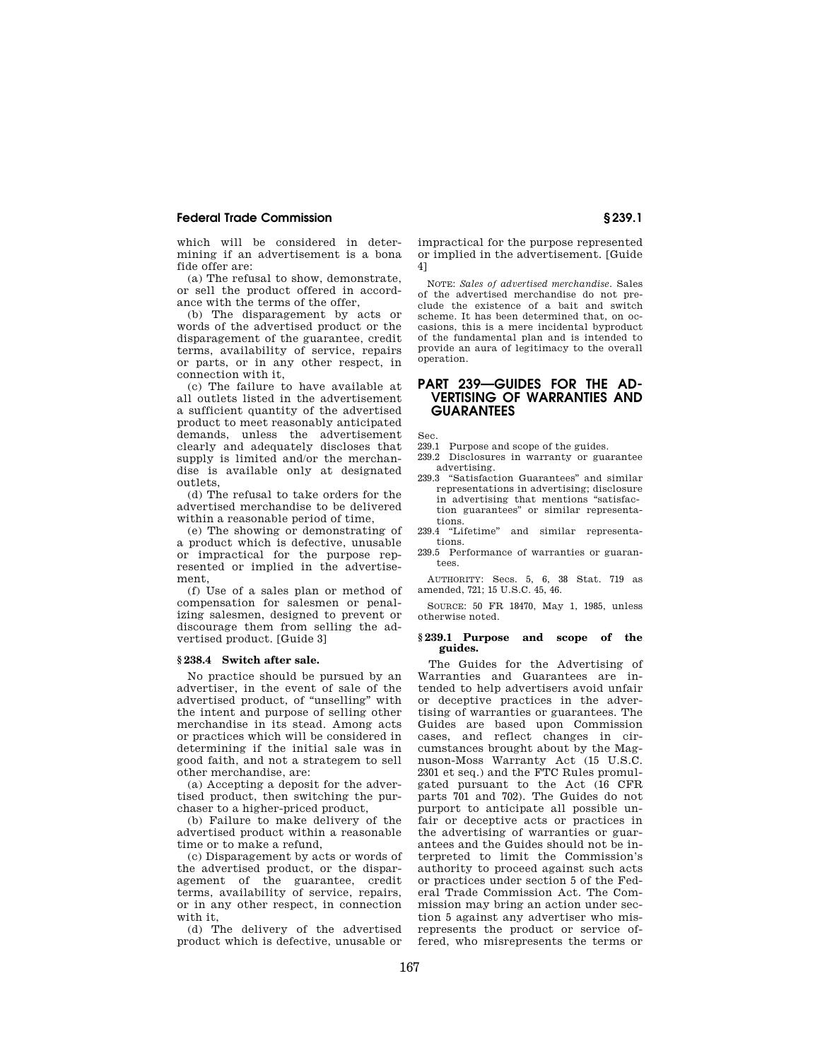which will be considered in determining if an advertisement is a bona fide offer are:

(a) The refusal to show, demonstrate, or sell the product offered in accordance with the terms of the offer,

(b) The disparagement by acts or words of the advertised product or the disparagement of the guarantee, credit terms, availability of service, repairs or parts, or in any other respect, in connection with it,

(c) The failure to have available at all outlets listed in the advertisement a sufficient quantity of the advertised product to meet reasonably anticipated demands, unless the advertisement clearly and adequately discloses that supply is limited and/or the merchandise is available only at designated outlets,

(d) The refusal to take orders for the advertised merchandise to be delivered within a reasonable period of time,

(e) The showing or demonstrating of a product which is defective, unusable or impractical for the purpose represented or implied in the advertisement,

(f) Use of a sales plan or method of compensation for salesmen or penalizing salesmen, designed to prevent or discourage them from selling the advertised product. [Guide 3]

### § 238.4 Switch after sale.

No practice should be pursued by an advertiser, in the event of sale of the advertised product, of "unselling" with the intent and purpose of selling other merchandise in its stead. Among acts or practices which will be considered in determining if the initial sale was in good faith, and not a strategem to sell other merchandise, are:

(a) Accepting a deposit for the advertised product, then switching the purchaser to a higher-priced product,

(b) Failure to make delivery of the advertised product within a reasonable time or to make a refund,

(c) Disparagement by acts or words of the advertised product, or the disparagement of the guarantee, credit terms, availability of service, repairs, or in any other respect, in connection with it,

(d) The delivery of the advertised product which is defective, unusable or impractical for the purpose represented or implied in the advertisement. [Guide 4]

NOTE: *Sales of advertised merchandise*. Sales of the advertised merchandise do not preclude the existence of a bait and switch scheme. It has been determined that, on occasions, this is a mere incidental byproduct of the fundamental plan and is intended to provide an aura of legitimacy to the overall operation.

## PART 239—GUIDES FOR THE ADVERTISING OF WARRANTIES AND GUARANTEES

Sec.

239.1 Purpose and scope of the guides.

239.2 Disclosures in warranty or guarantee advertising.

239.3 "Satisfaction Guarantees" and similar representations in advertising; disclosure in advertising that mentions "satisfaction guarantees" or similar representations.

239.4 "Lifetime" and similar representations.

239.5 Performance of warranties or guarantees.

AUTHORITY: Secs. 5, 6, 38 Stat. 719 as amended, 721; 15 U.S.C. 45, 46.

SOURCE: 50 FR 18470, May 1, 1985, unless otherwise noted.

### § 239.1 Purpose and scope of the guides.

The Guides for the Advertising of Warranties and Guarantees are intended to help advertisers avoid unfair or deceptive practices in the advertising of warranties or guarantees. The Guides are based upon Commission cases, and reflect changes in circumstances brought about by the Magnuson-Moss Warranty Act (15 U.S.C. 2301 et seq.) and the FTC Rules promulgated pursuant to the Act (16 CFR parts 701 and 702). The Guides do not purport to anticipate all possible unfair or deceptive acts or practices in the advertising of warranties or guarantees and the Guides should not be interpreted to limit the Commission's authority to proceed against such acts or practices under section 5 of the Federal Trade Commission Act. The Commission may bring an action under section 5 against any advertiser who misrepresents the product or service offered, who misrepresents the terms or